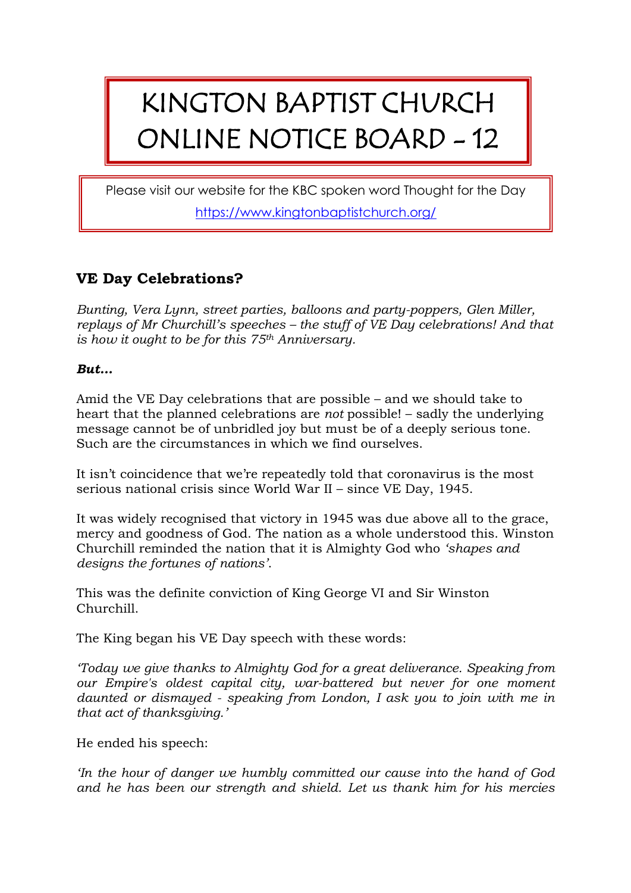# KINGTON BAPTIST CHURCH ONLINE NOTICE BOARD - 12

Please visit our website for the KBC spoken word Thought for the Day

https://www.kingtonbaptistchurch.org/

## VE Day Celebrations?

*Bunting, Vera Lynn, street parties, balloons and party-poppers, Glen Miller, replays of Mr Churchill's speeches – the stuff of VE Day celebrations! And that is how it ought to be for this 75th Anniversary.*

***But…***

Amid the VE Day celebrations that are possible – and we should take to heart that the planned celebrations are *not* possible! – sadly the underlying message cannot be of unbridled joy but must be of a deeply serious tone. Such are the circumstances in which we find ourselves.

It isn't coincidence that we're repeatedly told that coronavirus is the most serious national crisis since World War II – since VE Day, 1945.

It was widely recognised that victory in 1945 was due above all to the grace, mercy and goodness of God. The nation as a whole understood this. Winston Churchill reminded the nation that it is Almighty God who *'shapes and designs the fortunes of nations'*.

This was the definite conviction of King George VI and Sir Winston Churchill.

The King began his VE Day speech with these words:

*'Today we give thanks to Almighty God for a great deliverance. Speaking from our Empire's oldest capital city, war-battered but never for one moment daunted or dismayed - speaking from London, I ask you to join with me in that act of thanksgiving.'*

He ended his speech:

*'In the hour of danger we humbly committed our cause into the hand of God and he has been our strength and shield. Let us thank him for his mercies*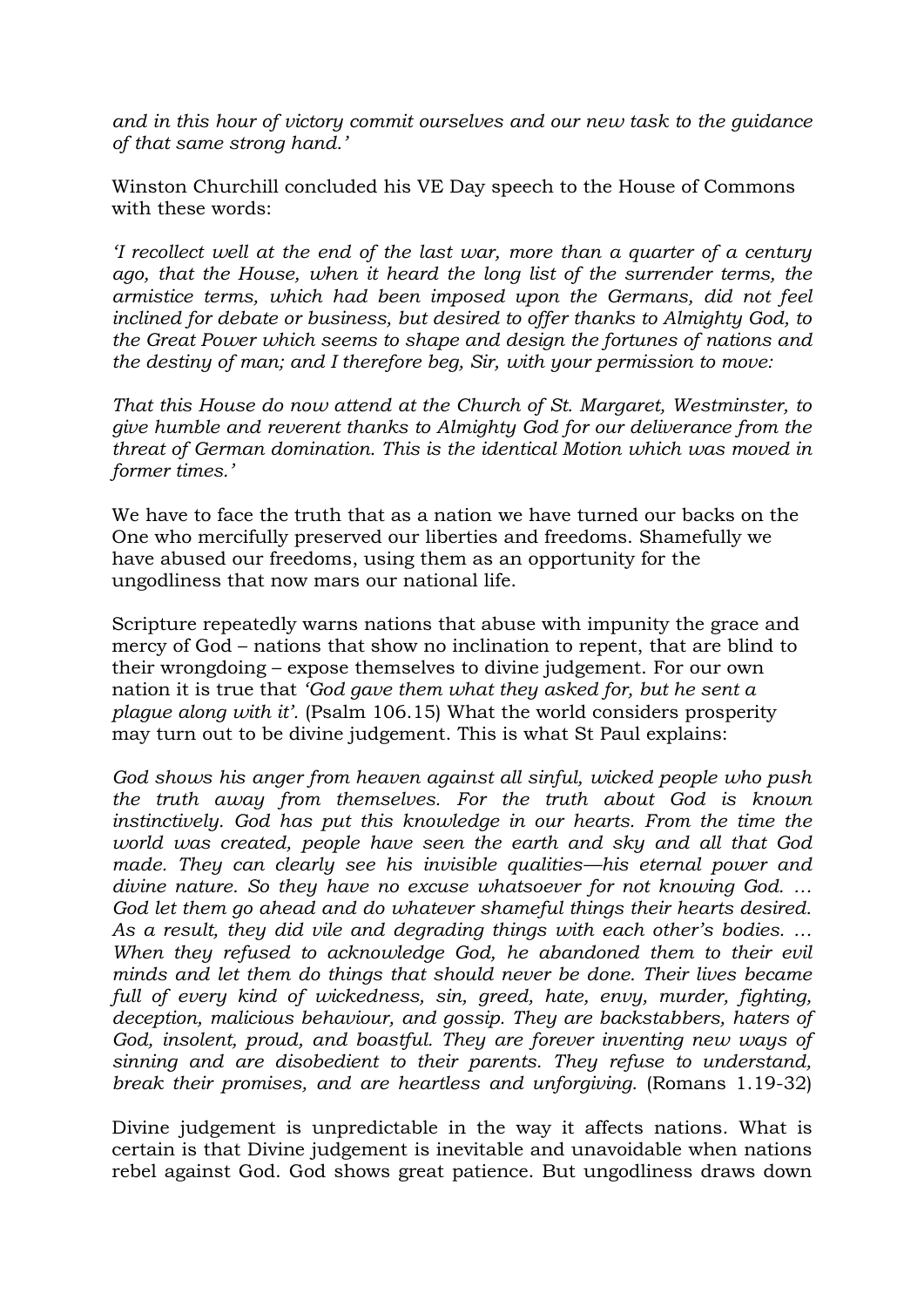*and in this hour of victory commit ourselves and our new task to the guidance of that same strong hand.'*

Winston Churchill concluded his VE Day speech to the House of Commons with these words:

*'I recollect well at the end of the last war, more than a quarter of a century ago, that the House, when it heard the long list of the surrender terms, the armistice terms, which had been imposed upon the Germans, did not feel inclined for debate or business, but desired to offer thanks to Almighty God, to the Great Power which seems to shape and design the fortunes of nations and the destiny of man; and I therefore beg, Sir, with your permission to move:*

*That this House do now attend at the Church of St. Margaret, Westminster, to give humble and reverent thanks to Almighty God for our deliverance from the threat of German domination. This is the identical Motion which was moved in former times.'*

We have to face the truth that as a nation we have turned our backs on the One who mercifully preserved our liberties and freedoms. Shamefully we have abused our freedoms, using them as an opportunity for the ungodliness that now mars our national life.

Scripture repeatedly warns nations that abuse with impunity the grace and mercy of God – nations that show no inclination to repent, that are blind to their wrongdoing – expose themselves to divine judgement. For our own nation it is true that *'God gave them what they asked for, but he sent a plague along with it'*. (Psalm 106.15) What the world considers prosperity may turn out to be divine judgement. This is what St Paul explains:

*God shows his anger from heaven against all sinful, wicked people who push the truth away from themselves. For the truth about God is known instinctively. God has put this knowledge in our hearts. From the time the world was created, people have seen the earth and sky and all that God made. They can clearly see his invisible qualities—his eternal power and divine nature. So they have no excuse whatsoever for not knowing God. … God let them go ahead and do whatever shameful things their hearts desired. As a result, they did vile and degrading things with each other's bodies. … When they refused to acknowledge God, he abandoned them to their evil minds and let them do things that should never be done. Their lives became full of every kind of wickedness, sin, greed, hate, envy, murder, fighting, deception, malicious behaviour, and gossip. They are backstabbers, haters of God, insolent, proud, and boastful. They are forever inventing new ways of sinning and are disobedient to their parents. They refuse to understand, break their promises, and are heartless and unforgiving.* (Romans 1.19-32)

Divine judgement is unpredictable in the way it affects nations. What is certain is that Divine judgement is inevitable and unavoidable when nations rebel against God. God shows great patience. But ungodliness draws down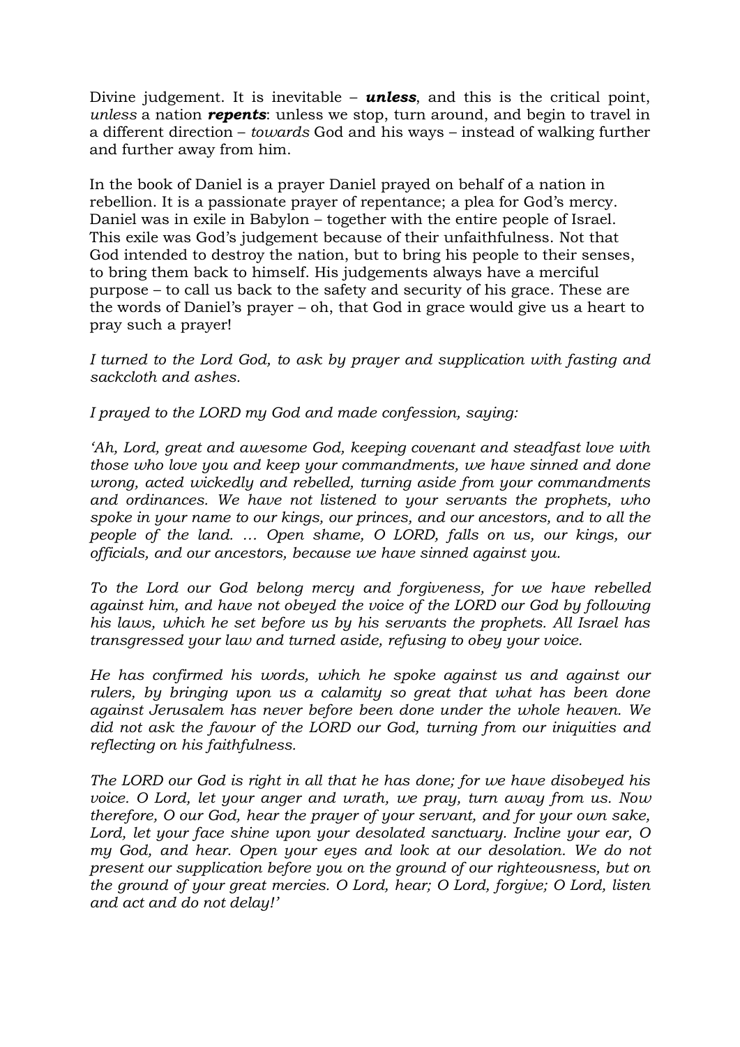Divine judgement. It is inevitable – ***unless***, and this is the critical point, *unless* a nation ***repents***: unless we stop, turn around, and begin to travel in a different direction – *towards* God and his ways – instead of walking further and further away from him.

In the book of Daniel is a prayer Daniel prayed on behalf of a nation in rebellion. It is a passionate prayer of repentance; a plea for God's mercy. Daniel was in exile in Babylon – together with the entire people of Israel. This exile was God's judgement because of their unfaithfulness. Not that God intended to destroy the nation, but to bring his people to their senses, to bring them back to himself. His judgements always have a merciful purpose – to call us back to the safety and security of his grace. These are the words of Daniel's prayer – oh, that God in grace would give us a heart to pray such a prayer!

*I turned to the Lord God, to ask by prayer and supplication with fasting and sackcloth and ashes.*

*I prayed to the LORD my God and made confession, saying:*

*'Ah, Lord, great and awesome God, keeping covenant and steadfast love with those who love you and keep your commandments, we have sinned and done wrong, acted wickedly and rebelled, turning aside from your commandments and ordinances. We have not listened to your servants the prophets, who spoke in your name to our kings, our princes, and our ancestors, and to all the people of the land. … Open shame, O LORD, falls on us, our kings, our officials, and our ancestors, because we have sinned against you.*

*To the Lord our God belong mercy and forgiveness, for we have rebelled against him, and have not obeyed the voice of the LORD our God by following his laws, which he set before us by his servants the prophets. All Israel has transgressed your law and turned aside, refusing to obey your voice.*

*He has confirmed his words, which he spoke against us and against our rulers, by bringing upon us a calamity so great that what has been done against Jerusalem has never before been done under the whole heaven. We did not ask the favour of the LORD our God, turning from our iniquities and reflecting on his faithfulness.*

*The LORD our God is right in all that he has done; for we have disobeyed his voice. O Lord, let your anger and wrath, we pray, turn away from us. Now therefore, O our God, hear the prayer of your servant, and for your own sake, Lord, let your face shine upon your desolated sanctuary. Incline your ear, O my God, and hear. Open your eyes and look at our desolation. We do not present our supplication before you on the ground of our righteousness, but on the ground of your great mercies. O Lord, hear; O Lord, forgive; O Lord, listen and act and do not delay!'*